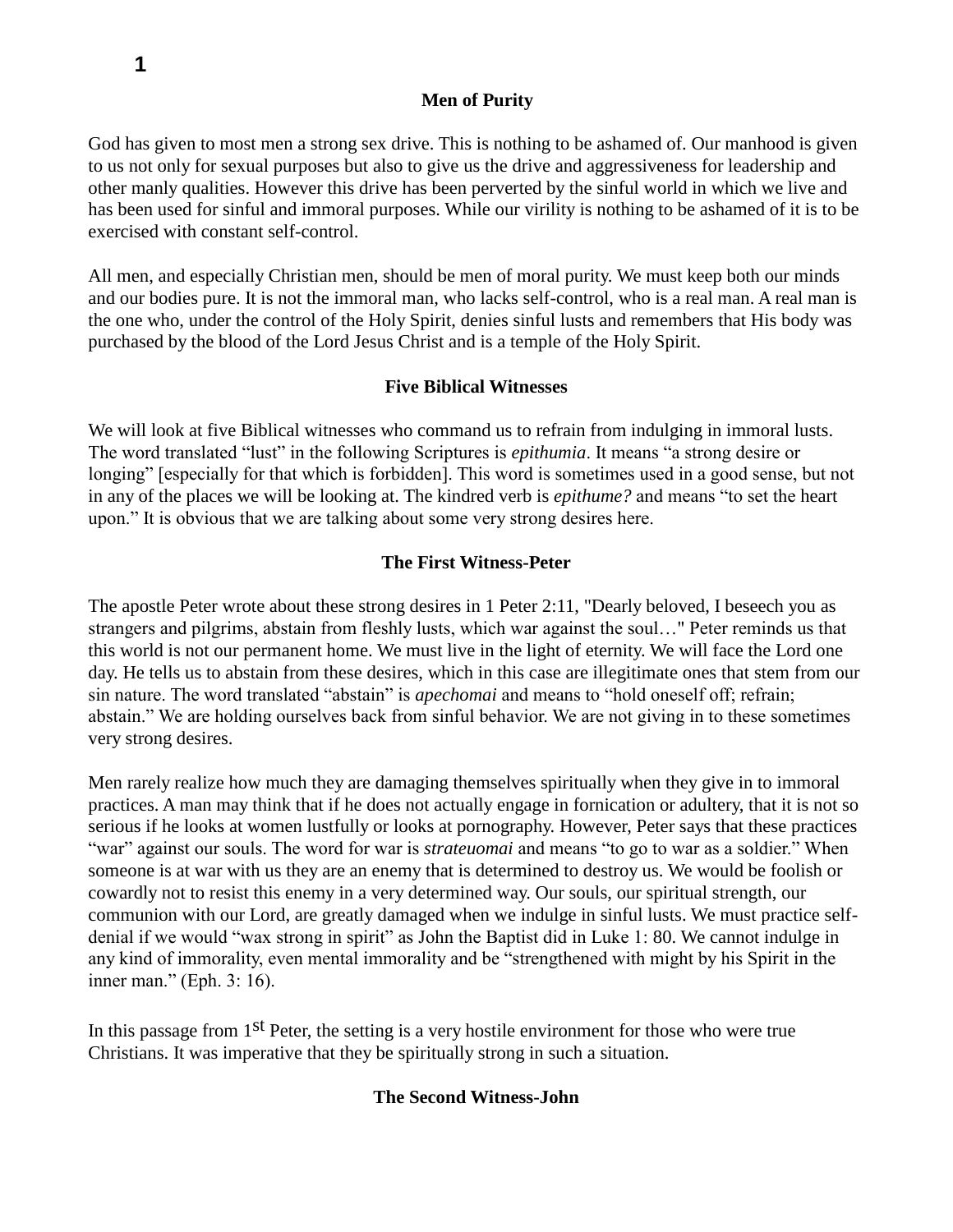## Men of Purity

God has given to most men a strong sex drive. This is nothing to be ashamed of. Our manhood is given to us not only for sexual purposes but also to give us the drive and aggressiveness for leadership and other manly qualities. However this drive has been perverted by the sinful world in which we live and has been used for sinful and immoral purposes. While our virility is nothing to be ashamed of it is to be exercised with constant self-control.

All men, and especially Christian men, should be men of moral purity. We must keep both our minds and our bodies pure. It is not the immoral man, who lacks self-control, who is a real man. A real man is the one who, under the control of the Holy Spirit, denies sinful lusts and remembers that His body was purchased by the blood of the Lord Jesus Christ and is a temple of the Holy Spirit.

### Five Biblical Witnesses

We will look at five Biblical witnesses who command us to refrain from indulging in immoral lusts. The word translated "lust" in the following Scriptures is *epithumia*. It means "a strong desire or longing" [especially for that which is forbidden]. This word is sometimes used in a good sense, but not in any of the places we will be looking at. The kindred verb is *epithume?* and means "to set the heart upon." It is obvious that we are talking about some very strong desires here.

### The First Witness-Peter

The apostle Peter wrote about these strong desires in 1 Peter 2:11, "Dearly beloved, I beseech you as strangers and pilgrims, abstain from fleshly lusts, which war against the soul…" Peter reminds us that this world is not our permanent home. We must live in the light of eternity. We will face the Lord one day. He tells us to abstain from these desires, which in this case are illegitimate ones that stem from our sin nature. The word translated "abstain" is *apechomai* and means to "hold oneself off; refrain; abstain." We are holding ourselves back from sinful behavior. We are not giving in to these sometimes very strong desires.

Men rarely realize how much they are damaging themselves spiritually when they give in to immoral practices. A man may think that if he does not actually engage in fornication or adultery, that it is not so serious if he looks at women lustfully or looks at pornography. However, Peter says that these practices "war" against our souls. The word for war is *strateuomai* and means "to go to war as a soldier." When someone is at war with us they are an enemy that is determined to destroy us. We would be foolish or cowardly not to resist this enemy in a very determined way. Our souls, our spiritual strength, our communion with our Lord, are greatly damaged when we indulge in sinful lusts. We must practice self-denial if we would "wax strong in spirit" as John the Baptist did in Luke 1: 80. We cannot indulge in any kind of immorality, even mental immorality and be "strengthened with might by his Spirit in the inner man." (Eph. 3: 16).

In this passage from 1st Peter, the setting is a very hostile environment for those who were true Christians. It was imperative that they be spiritually strong in such a situation.

### The Second Witness-John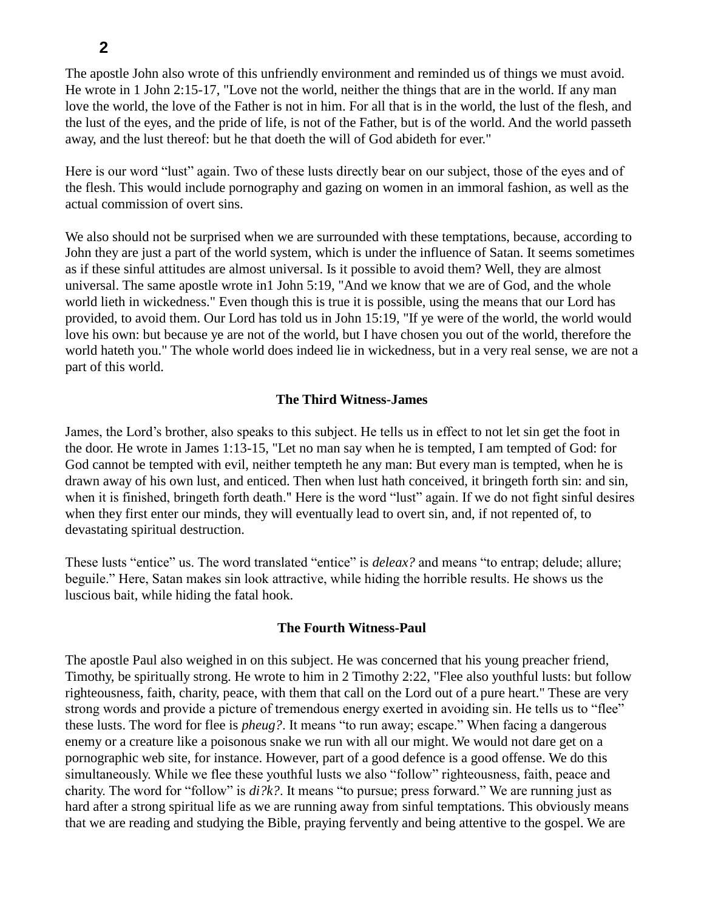The apostle John also wrote of this unfriendly environment and reminded us of things we must avoid. He wrote in 1 John 2:15-17, "Love not the world, neither the things that are in the world. If any man love the world, the love of the Father is not in him. For all that is in the world, the lust of the flesh, and the lust of the eyes, and the pride of life, is not of the Father, but is of the world. And the world passeth away, and the lust thereof: but he that doeth the will of God abideth for ever."

Here is our word "lust" again. Two of these lusts directly bear on our subject, those of the eyes and of the flesh. This would include pornography and gazing on women in an immoral fashion, as well as the actual commission of overt sins.

We also should not be surprised when we are surrounded with these temptations, because, according to John they are just a part of the world system, which is under the influence of Satan. It seems sometimes as if these sinful attitudes are almost universal. Is it possible to avoid them? Well, they are almost universal. The same apostle wrote in1 John 5:19, "And we know that we are of God, and the whole world lieth in wickedness." Even though this is true it is possible, using the means that our Lord has provided, to avoid them. Our Lord has told us in John 15:19, "If ye were of the world, the world would love his own: but because ye are not of the world, but I have chosen you out of the world, therefore the world hateth you." The whole world does indeed lie in wickedness, but in a very real sense, we are not a part of this world.

**The Third Witness-James**

James, the Lord's brother, also speaks to this subject. He tells us in effect to not let sin get the foot in the door. He wrote in James 1:13-15, "Let no man say when he is tempted, I am tempted of God: for God cannot be tempted with evil, neither tempteth he any man: But every man is tempted, when he is drawn away of his own lust, and enticed. Then when lust hath conceived, it bringeth forth sin: and sin, when it is finished, bringeth forth death." Here is the word "lust" again. If we do not fight sinful desires when they first enter our minds, they will eventually lead to overt sin, and, if not repented of, to devastating spiritual destruction.

These lusts "entice" us. The word translated "entice" is *deleax?* and means "to entrap; delude; allure; beguile." Here, Satan makes sin look attractive, while hiding the horrible results. He shows us the luscious bait, while hiding the fatal hook.

**The Fourth Witness-Paul**

The apostle Paul also weighed in on this subject. He was concerned that his young preacher friend, Timothy, be spiritually strong. He wrote to him in 2 Timothy 2:22, "Flee also youthful lusts: but follow righteousness, faith, charity, peace, with them that call on the Lord out of a pure heart." These are very strong words and provide a picture of tremendous energy exerted in avoiding sin. He tells us to "flee" these lusts. The word for flee is *pheug?*. It means "to run away; escape." When facing a dangerous enemy or a creature like a poisonous snake we run with all our might. We would not dare get on a pornographic web site, for instance. However, part of a good defence is a good offense. We do this simultaneously. While we flee these youthful lusts we also "follow" righteousness, faith, peace and charity. The word for "follow" is *di?k?*. It means "to pursue; press forward." We are running just as hard after a strong spiritual life as we are running away from sinful temptations. This obviously means that we are reading and studying the Bible, praying fervently and being attentive to the gospel. We are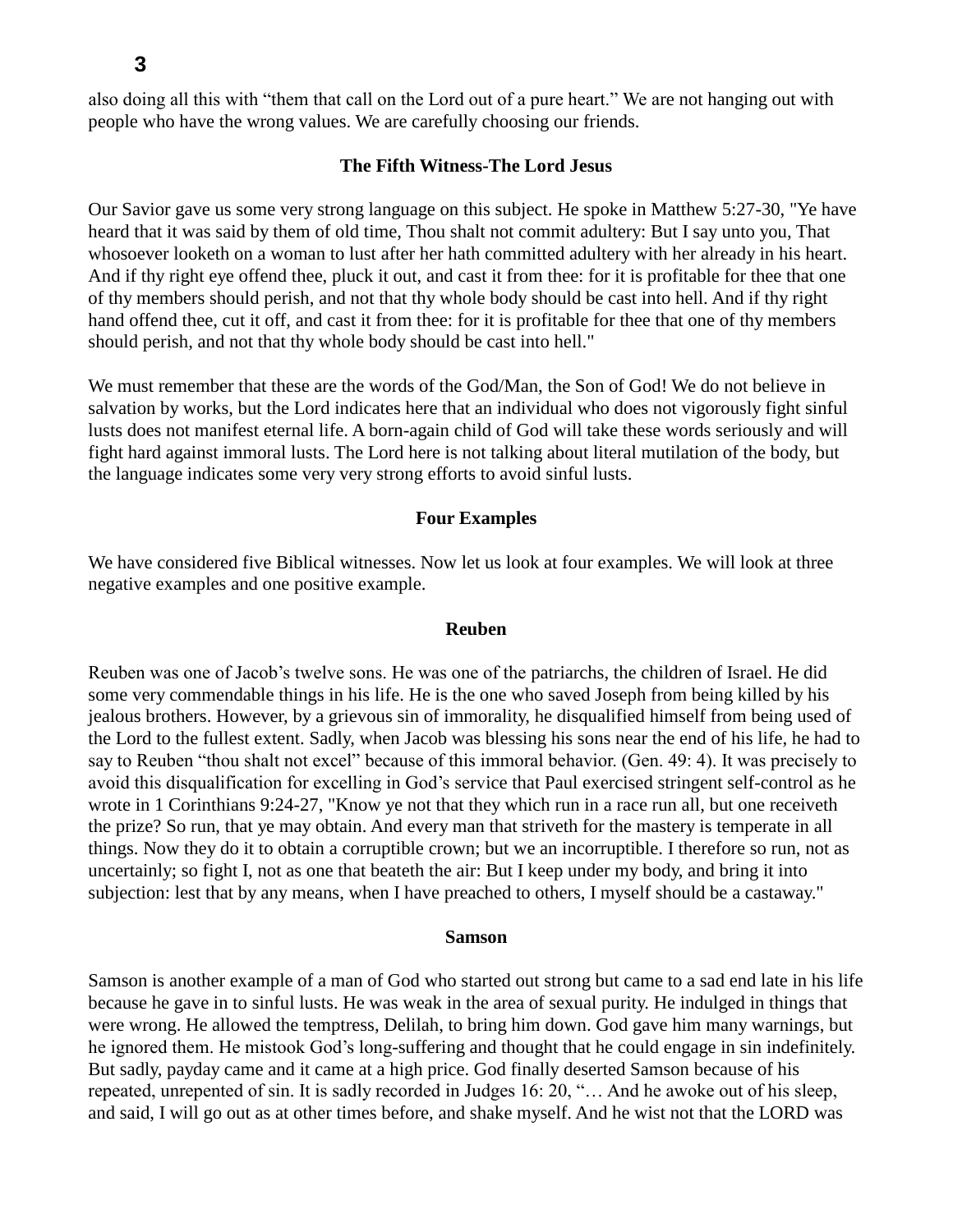also doing all this with "them that call on the Lord out of a pure heart." We are not hanging out with people who have the wrong values. We are carefully choosing our friends.

### The Fifth Witness-The Lord Jesus

Our Savior gave us some very strong language on this subject. He spoke in Matthew 5:27-30, "Ye have heard that it was said by them of old time, Thou shalt not commit adultery: But I say unto you, That whosoever looketh on a woman to lust after her hath committed adultery with her already in his heart. And if thy right eye offend thee, pluck it out, and cast it from thee: for it is profitable for thee that one of thy members should perish, and not that thy whole body should be cast into hell. And if thy right hand offend thee, cut it off, and cast it from thee: for it is profitable for thee that one of thy members should perish, and not that thy whole body should be cast into hell."

We must remember that these are the words of the God/Man, the Son of God! We do not believe in salvation by works, but the Lord indicates here that an individual who does not vigorously fight sinful lusts does not manifest eternal life. A born-again child of God will take these words seriously and will fight hard against immoral lusts. The Lord here is not talking about literal mutilation of the body, but the language indicates some very very strong efforts to avoid sinful lusts.

### Four Examples

We have considered five Biblical witnesses. Now let us look at four examples. We will look at three negative examples and one positive example.

### Reuben

Reuben was one of Jacob's twelve sons. He was one of the patriarchs, the children of Israel. He did some very commendable things in his life. He is the one who saved Joseph from being killed by his jealous brothers. However, by a grievous sin of immorality, he disqualified himself from being used of the Lord to the fullest extent. Sadly, when Jacob was blessing his sons near the end of his life, he had to say to Reuben "thou shalt not excel" because of this immoral behavior. (Gen. 49: 4). It was precisely to avoid this disqualification for excelling in God's service that Paul exercised stringent self-control as he wrote in 1 Corinthians 9:24-27, "Know ye not that they which run in a race run all, but one receiveth the prize? So run, that ye may obtain. And every man that striveth for the mastery is temperate in all things. Now they do it to obtain a corruptible crown; but we an incorruptible. I therefore so run, not as uncertainly; so fight I, not as one that beateth the air: But I keep under my body, and bring it into subjection: lest that by any means, when I have preached to others, I myself should be a castaway."

### Samson

Samson is another example of a man of God who started out strong but came to a sad end late in his life because he gave in to sinful lusts. He was weak in the area of sexual purity. He indulged in things that were wrong. He allowed the temptress, Delilah, to bring him down. God gave him many warnings, but he ignored them. He mistook God's long-suffering and thought that he could engage in sin indefinitely. But sadly, payday came and it came at a high price. God finally deserted Samson because of his repeated, unrepented of sin. It is sadly recorded in Judges 16: 20, "… And he awoke out of his sleep, and said, I will go out as at other times before, and shake myself. And he wist not that the LORD was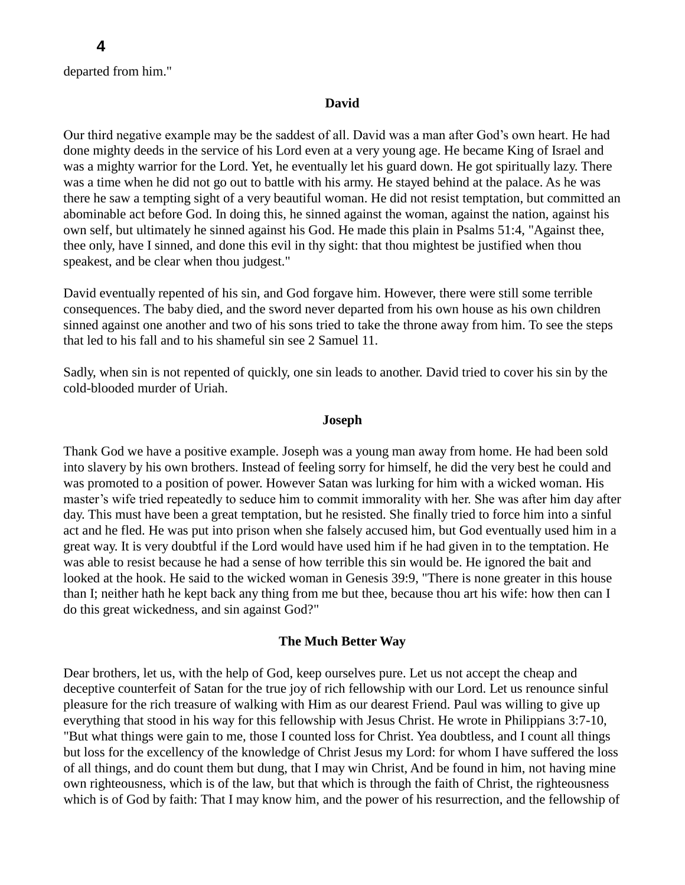departed from him."

### David

Our third negative example may be the saddest of all. David was a man after God's own heart. He had done mighty deeds in the service of his Lord even at a very young age. He became King of Israel and was a mighty warrior for the Lord. Yet, he eventually let his guard down. He got spiritually lazy. There was a time when he did not go out to battle with his army. He stayed behind at the palace. As he was there he saw a tempting sight of a very beautiful woman. He did not resist temptation, but committed an abominable act before God. In doing this, he sinned against the woman, against the nation, against his own self, but ultimately he sinned against his God. He made this plain in Psalms 51:4, "Against thee, thee only, have I sinned, and done this evil in thy sight: that thou mightest be justified when thou speakest, and be clear when thou judgest."

David eventually repented of his sin, and God forgave him. However, there were still some terrible consequences. The baby died, and the sword never departed from his own house as his own children sinned against one another and two of his sons tried to take the throne away from him. To see the steps that led to his fall and to his shameful sin see 2 Samuel 11.

Sadly, when sin is not repented of quickly, one sin leads to another. David tried to cover his sin by the cold-blooded murder of Uriah.

### Joseph

Thank God we have a positive example. Joseph was a young man away from home. He had been sold into slavery by his own brothers. Instead of feeling sorry for himself, he did the very best he could and was promoted to a position of power. However Satan was lurking for him with a wicked woman. His master's wife tried repeatedly to seduce him to commit immorality with her. She was after him day after day. This must have been a great temptation, but he resisted. She finally tried to force him into a sinful act and he fled. He was put into prison when she falsely accused him, but God eventually used him in a great way. It is very doubtful if the Lord would have used him if he had given in to the temptation. He was able to resist because he had a sense of how terrible this sin would be. He ignored the bait and looked at the hook. He said to the wicked woman in Genesis 39:9, "There is none greater in this house than I; neither hath he kept back any thing from me but thee, because thou art his wife: how then can I do this great wickedness, and sin against God?"

### The Much Better Way

Dear brothers, let us, with the help of God, keep ourselves pure. Let us not accept the cheap and deceptive counterfeit of Satan for the true joy of rich fellowship with our Lord. Let us renounce sinful pleasure for the rich treasure of walking with Him as our dearest Friend. Paul was willing to give up everything that stood in his way for this fellowship with Jesus Christ. He wrote in Philippians 3:7-10, "But what things were gain to me, those I counted loss for Christ. Yea doubtless, and I count all things but loss for the excellency of the knowledge of Christ Jesus my Lord: for whom I have suffered the loss of all things, and do count them but dung, that I may win Christ, And be found in him, not having mine own righteousness, which is of the law, but that which is through the faith of Christ, the righteousness which is of God by faith: That I may know him, and the power of his resurrection, and the fellowship of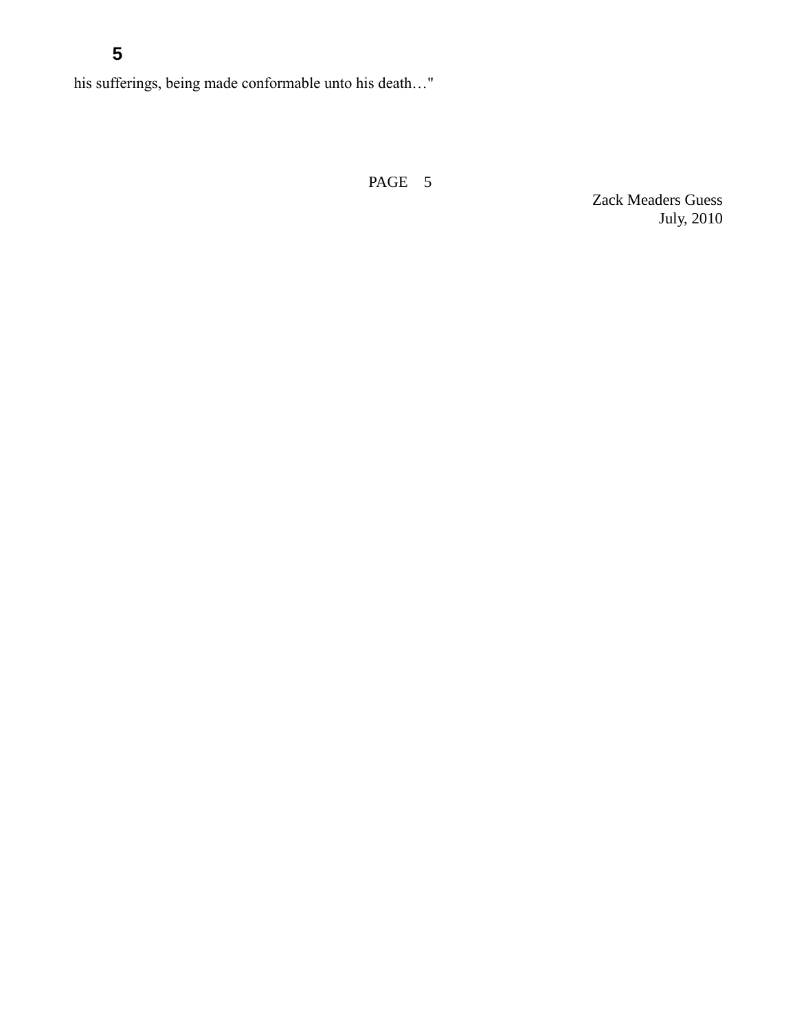his sufferings, being made conformable unto his death…"

Zack Meaders Guess
July, 2010